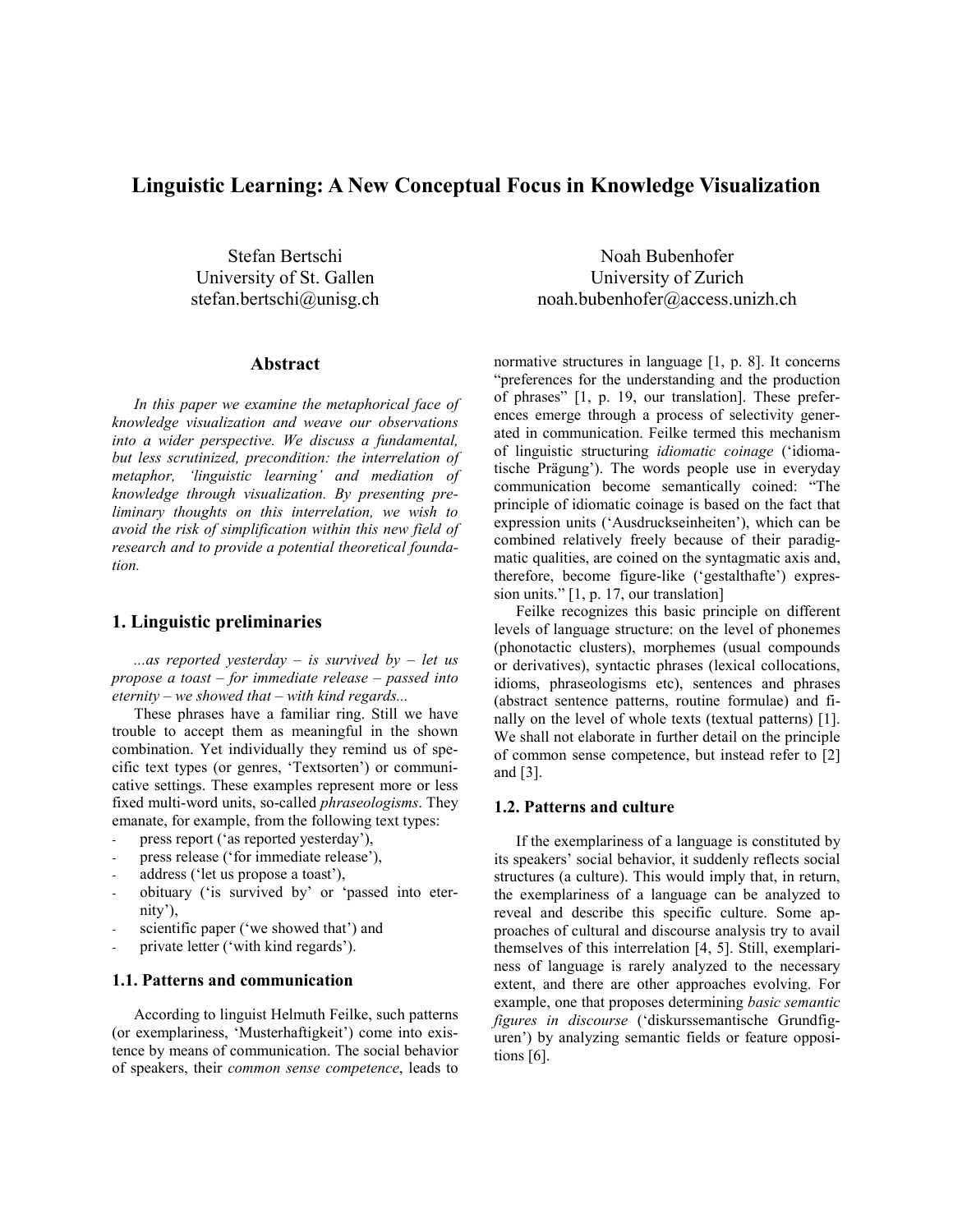// Linguistic Learning: A New Conceptual Focus in Knowledge Visualization

# Linguistic Learning: A New Conceptual Focus in Knowledge Visualization

Stefan Bertschi
University of St. Gallen
stefan.bertschi@unisg.ch

Noah Bubenhofer
University of Zurich
noah.bubenhofer@access.unizh.ch

## Abstract

*In this paper we examine the metaphorical face of knowledge visualization and weave our observations into a wider perspective. We discuss a fundamental, but less scrutinized, precondition: the interrelation of metaphor, 'linguistic learning' and mediation of knowledge through visualization. By presenting preliminary thoughts on this interrelation, we wish to avoid the risk of simplification within this new field of research and to provide a potential theoretical foundation.*

## 1. Linguistic preliminaries

*...as reported yesterday – is survived by – let us propose a toast – for immediate release – passed into eternity – we showed that – with kind regards...*

These phrases have a familiar ring. Still we have trouble to accept them as meaningful in the shown combination. Yet individually they remind us of specific text types (or genres, 'Textsorten') or communicative settings. These examples represent more or less fixed multi-word units, so-called *phraseologisms*. They emanate, for example, from the following text types:

- press report ('as reported yesterday'),
- press release ('for immediate release'),
- address ('let us propose a toast'),
- obituary ('is survived by' or 'passed into eternity'),
- scientific paper ('we showed that') and
- private letter ('with kind regards').

### 1.1. Patterns and communication

According to linguist Helmuth Feilke, such patterns (or exemplariness, 'Musterhaftigkeit') come into existence by means of communication. The social behavior of speakers, their *common sense competence*, leads to normative structures in language [1, p. 8]. It concerns "preferences for the understanding and the production of phrases" [1, p. 19, our translation]. These preferences emerge through a process of selectivity generated in communication. Feilke termed this mechanism of linguistic structuring *idiomatic coinage* ('idiomatische Prägung'). The words people use in everyday communication become semantically coined: "The principle of idiomatic coinage is based on the fact that expression units ('Ausdruckseinheiten'), which can be combined relatively freely because of their paradigmatic qualities, are coined on the syntagmatic axis and, therefore, become figure-like ('gestalthafte') expression units." [1, p. 17, our translation]

Feilke recognizes this basic principle on different levels of language structure: on the level of phonemes (phonotactic clusters), morphemes (usual compounds or derivatives), syntactic phrases (lexical collocations, idioms, phraseologisms etc), sentences and phrases (abstract sentence patterns, routine formulae) and finally on the level of whole texts (textual patterns) [1]. We shall not elaborate in further detail on the principle of common sense competence, but instead refer to [2] and [3].

### 1.2. Patterns and culture

If the exemplariness of a language is constituted by its speakers' social behavior, it suddenly reflects social structures (a culture). This would imply that, in return, the exemplariness of a language can be analyzed to reveal and describe this specific culture. Some approaches of cultural and discourse analysis try to avail themselves of this interrelation [4, 5]. Still, exemplariness of language is rarely analyzed to the necessary extent, and there are other approaches evolving. For example, one that proposes determining *basic semantic figures in discourse* ('diskurssemantische Grundfiguren') by analyzing semantic fields or feature oppositions [6].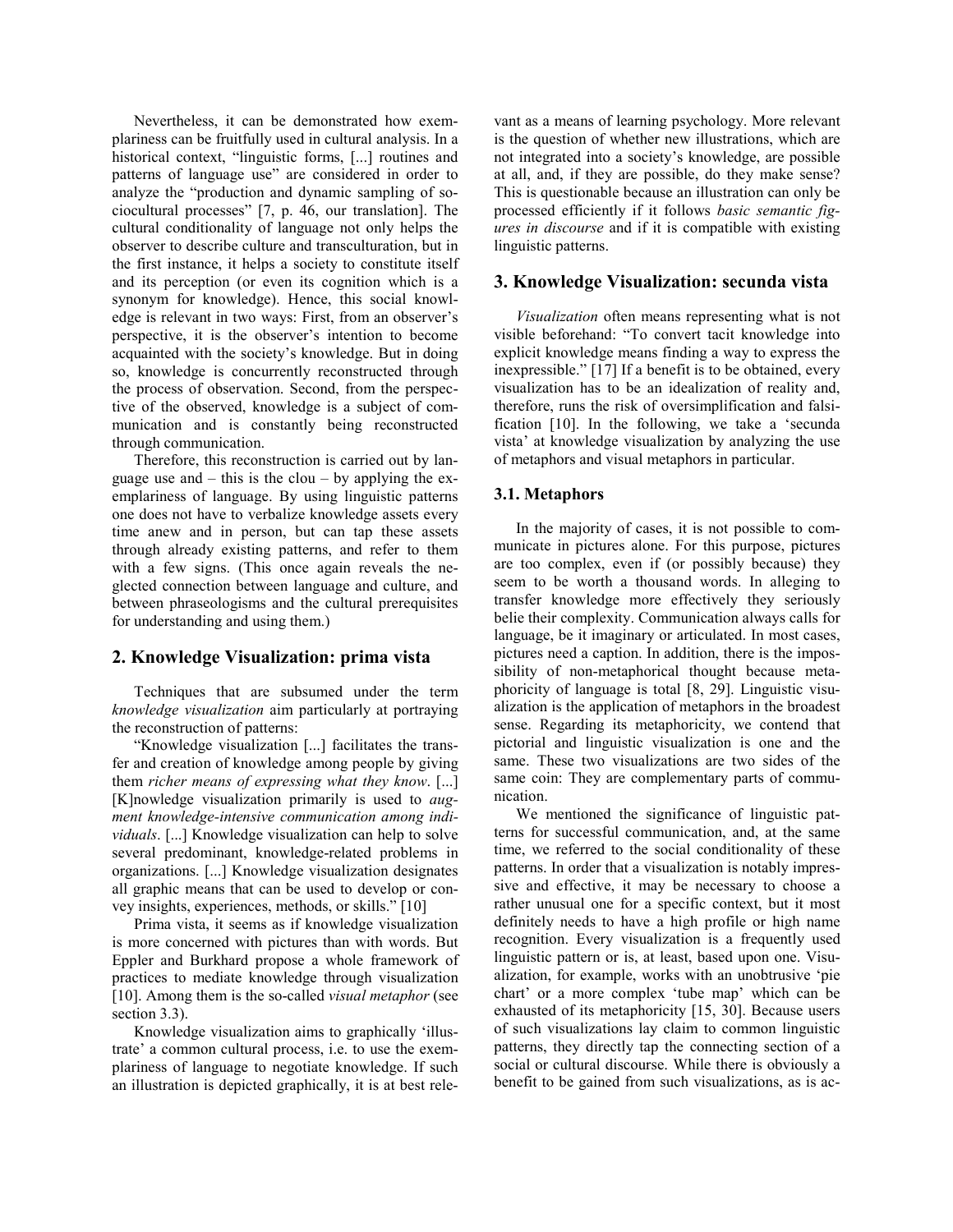Nevertheless, it can be demonstrated how exemplariness can be fruitfully used in cultural analysis. In a historical context, "linguistic forms, [...] routines and patterns of language use" are considered in order to analyze the "production and dynamic sampling of sociocultural processes" [7, p. 46, our translation]. The cultural conditionality of language not only helps the observer to describe culture and transculturation, but in the first instance, it helps a society to constitute itself and its perception (or even its cognition which is a synonym for knowledge). Hence, this social knowledge is relevant in two ways: First, from an observer's perspective, it is the observer's intention to become acquainted with the society's knowledge. But in doing so, knowledge is concurrently reconstructed through the process of observation. Second, from the perspective of the observed, knowledge is a subject of communication and is constantly being reconstructed through communication.

Therefore, this reconstruction is carried out by language use and – this is the clou – by applying the exemplariness of language. By using linguistic patterns one does not have to verbalize knowledge assets every time anew and in person, but can tap these assets through already existing patterns, and refer to them with a few signs. (This once again reveals the neglected connection between language and culture, and between phraseologisms and the cultural prerequisites for understanding and using them.)

## 2. Knowledge Visualization: prima vista

Techniques that are subsumed under the term *knowledge visualization* aim particularly at portraying the reconstruction of patterns:

"Knowledge visualization [...] facilitates the transfer and creation of knowledge among people by giving them *richer means of expressing what they know*. [...] [K]nowledge visualization primarily is used to *augment knowledge-intensive communication among individuals*. [...] Knowledge visualization can help to solve several predominant, knowledge-related problems in organizations. [...] Knowledge visualization designates all graphic means that can be used to develop or convey insights, experiences, methods, or skills." [10]

Prima vista, it seems as if knowledge visualization is more concerned with pictures than with words. But Eppler and Burkhard propose a whole framework of practices to mediate knowledge through visualization [10]. Among them is the so-called *visual metaphor* (see section 3.3).

Knowledge visualization aims to graphically 'illustrate' a common cultural process, i.e. to use the exemplariness of language to negotiate knowledge. If such an illustration is depicted graphically, it is at best relevant as a means of learning psychology. More relevant is the question of whether new illustrations, which are not integrated into a society's knowledge, are possible at all, and, if they are possible, do they make sense? This is questionable because an illustration can only be processed efficiently if it follows *basic semantic figures in discourse* and if it is compatible with existing linguistic patterns.

## 3. Knowledge Visualization: secunda vista

*Visualization* often means representing what is not visible beforehand: "To convert tacit knowledge into explicit knowledge means finding a way to express the inexpressible." [17] If a benefit is to be obtained, every visualization has to be an idealization of reality and, therefore, runs the risk of oversimplification and falsification [10]. In the following, we take a 'secunda vista' at knowledge visualization by analyzing the use of metaphors and visual metaphors in particular.

### 3.1. Metaphors

In the majority of cases, it is not possible to communicate in pictures alone. For this purpose, pictures are too complex, even if (or possibly because) they seem to be worth a thousand words. In alleging to transfer knowledge more effectively they seriously belie their complexity. Communication always calls for language, be it imaginary or articulated. In most cases, pictures need a caption. In addition, there is the impossibility of non-metaphorical thought because metaphoricity of language is total [8, 29]. Linguistic visualization is the application of metaphors in the broadest sense. Regarding its metaphoricity, we contend that pictorial and linguistic visualization is one and the same. These two visualizations are two sides of the same coin: They are complementary parts of communication.

We mentioned the significance of linguistic patterns for successful communication, and, at the same time, we referred to the social conditionality of these patterns. In order that a visualization is notably impressive and effective, it may be necessary to choose a rather unusual one for a specific context, but it most definitely needs to have a high profile or high name recognition. Every visualization is a frequently used linguistic pattern or is, at least, based upon one. Visualization, for example, works with an unobtrusive 'pie chart' or a more complex 'tube map' which can be exhausted of its metaphoricity [15, 30]. Because users of such visualizations lay claim to common linguistic patterns, they directly tap the connecting section of a social or cultural discourse. While there is obviously a benefit to be gained from such visualizations, as is ac-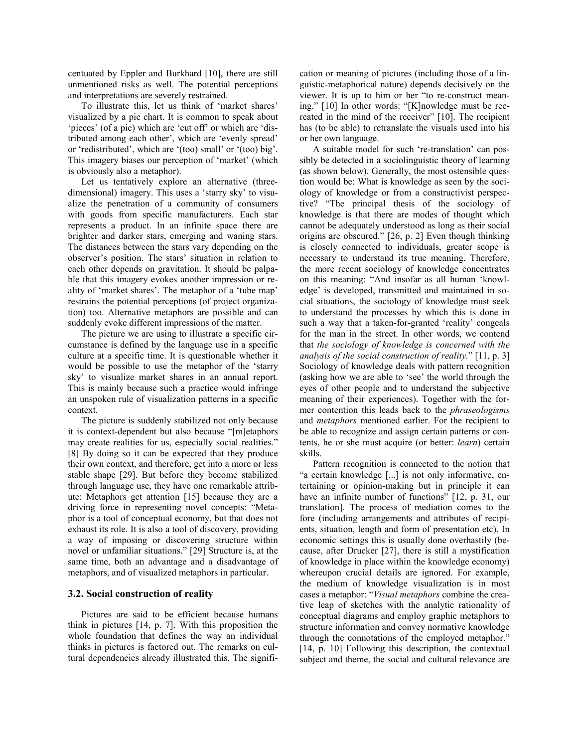centuated by Eppler and Burkhard [10], there are still unmentioned risks as well. The potential perceptions and interpretations are severely restrained.

To illustrate this, let us think of 'market shares' visualized by a pie chart. It is common to speak about 'pieces' (of a pie) which are 'cut off' or which are 'distributed among each other', which are 'evenly spread' or 'redistributed', which are '(too) small' or '(too) big'. This imagery biases our perception of 'market' (which is obviously also a metaphor).

Let us tentatively explore an alternative (three-dimensional) imagery. This uses a 'starry sky' to visualize the penetration of a community of consumers with goods from specific manufacturers. Each star represents a product. In an infinite space there are brighter and darker stars, emerging and waning stars. The distances between the stars vary depending on the observer's position. The stars' situation in relation to each other depends on gravitation. It should be palpable that this imagery evokes another impression or reality of 'market shares'. The metaphor of a 'tube map' restrains the potential perceptions (of project organization) too. Alternative metaphors are possible and can suddenly evoke different impressions of the matter.

The picture we are using to illustrate a specific circumstance is defined by the language use in a specific culture at a specific time. It is questionable whether it would be possible to use the metaphor of the 'starry sky' to visualize market shares in an annual report. This is mainly because such a practice would infringe an unspoken rule of visualization patterns in a specific context.

The picture is suddenly stabilized not only because it is context-dependent but also because "[m]etaphors may create realities for us, especially social realities." [8] By doing so it can be expected that they produce their own context, and therefore, get into a more or less stable shape [29]. But before they become stabilized through language use, they have one remarkable attribute: Metaphors get attention [15] because they are a driving force in representing novel concepts: "Metaphor is a tool of conceptual economy, but that does not exhaust its role. It is also a tool of discovery, providing a way of imposing or discovering structure within novel or unfamiliar situations." [29] Structure is, at the same time, both an advantage and a disadvantage of metaphors, and of visualized metaphors in particular.

### 3.2. Social construction of reality

Pictures are said to be efficient because humans think in pictures [14, p. 7]. With this proposition the whole foundation that defines the way an individual thinks in pictures is factored out. The remarks on cultural dependencies already illustrated this. The signification or meaning of pictures (including those of a linguistic-metaphorical nature) depends decisively on the viewer. It is up to him or her "to re-construct meaning." [10] In other words: "[K]nowledge must be recreated in the mind of the receiver" [10]. The recipient has (to be able) to retranslate the visuals used into his or her own language.

A suitable model for such 're-translation' can possibly be detected in a sociolinguistic theory of learning (as shown below). Generally, the most ostensible question would be: What is knowledge as seen by the sociology of knowledge or from a constructivist perspective? "The principal thesis of the sociology of knowledge is that there are modes of thought which cannot be adequately understood as long as their social origins are obscured." [26, p. 2] Even though thinking is closely connected to individuals, greater scope is necessary to understand its true meaning. Therefore, the more recent sociology of knowledge concentrates on this meaning: "And insofar as all human 'knowledge' is developed, transmitted and maintained in social situations, the sociology of knowledge must seek to understand the processes by which this is done in such a way that a taken-for-granted 'reality' congeals for the man in the street. In other words, we contend that *the sociology of knowledge is concerned with the analysis of the social construction of reality.*" [11, p. 3] Sociology of knowledge deals with pattern recognition (asking how we are able to 'see' the world through the eyes of other people and to understand the subjective meaning of their experiences). Together with the former contention this leads back to the *phraseologisms* and *metaphors* mentioned earlier. For the recipient to be able to recognize and assign certain patterns or contents, he or she must acquire (or better: *learn*) certain skills.

Pattern recognition is connected to the notion that "a certain knowledge [...] is not only informative, entertaining or opinion-making but in principle it can have an infinite number of functions" [12, p. 31, our translation]. The process of mediation comes to the fore (including arrangements and attributes of recipients, situation, length and form of presentation etc). In economic settings this is usually done overhastily (because, after Drucker [27], there is still a mystification of knowledge in place within the knowledge economy) whereupon crucial details are ignored. For example, the medium of knowledge visualization is in most cases a metaphor: "*Visual metaphors* combine the creative leap of sketches with the analytic rationality of conceptual diagrams and employ graphic metaphors to structure information and convey normative knowledge through the connotations of the employed metaphor." [14, p. 10] Following this description, the contextual subject and theme, the social and cultural relevance are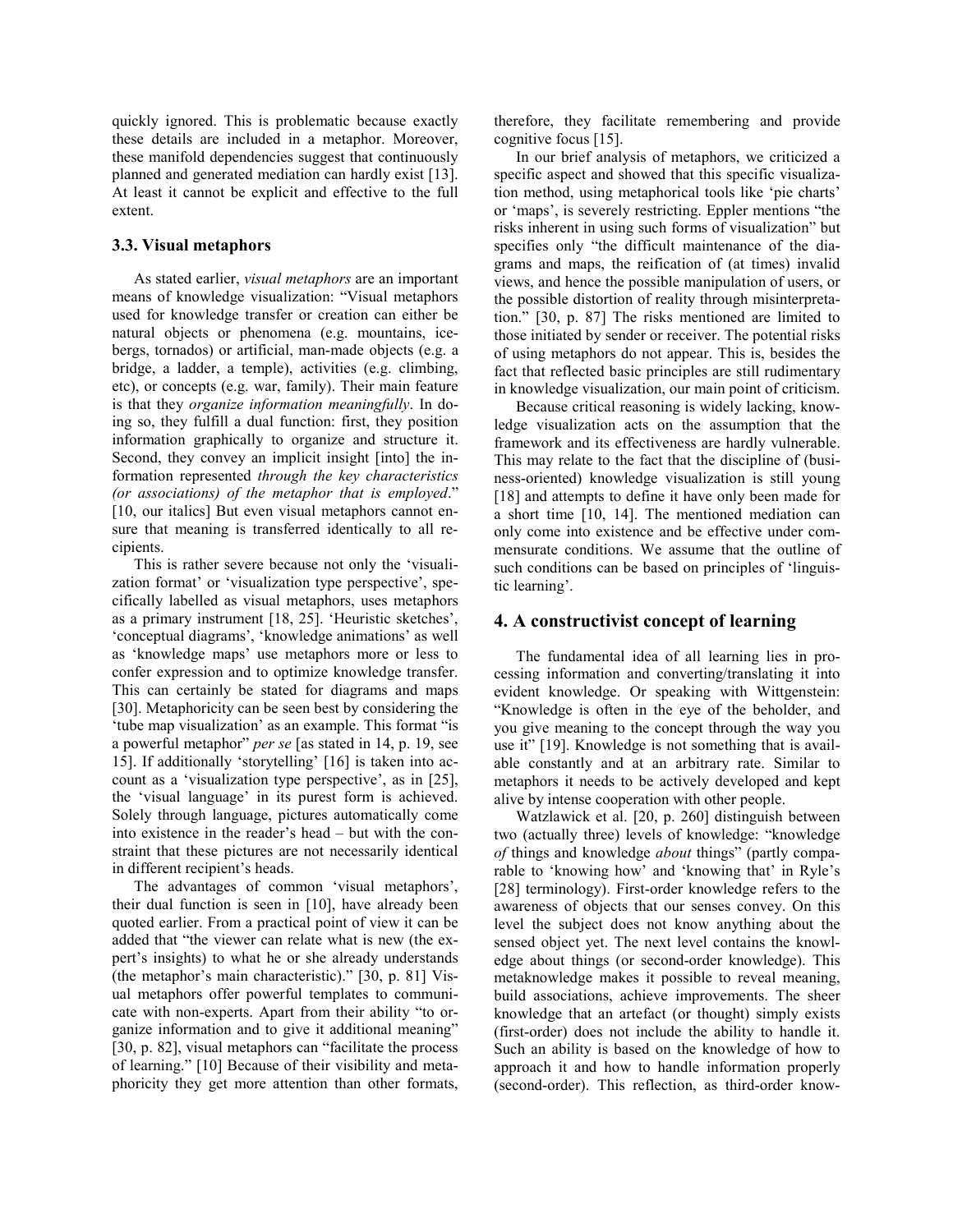quickly ignored. This is problematic because exactly these details are included in a metaphor. Moreover, these manifold dependencies suggest that continuously planned and generated mediation can hardly exist [13]. At least it cannot be explicit and effective to the full extent.

### 3.3. Visual metaphors

As stated earlier, *visual metaphors* are an important means of knowledge visualization: "Visual metaphors used for knowledge transfer or creation can either be natural objects or phenomena (e.g. mountains, icebergs, tornados) or artificial, man-made objects (e.g. a bridge, a ladder, a temple), activities (e.g. climbing, etc), or concepts (e.g. war, family). Their main feature is that they *organize information meaningfully*. In doing so, they fulfill a dual function: first, they position information graphically to organize and structure it. Second, they convey an implicit insight [into] the information represented *through the key characteristics (or associations) of the metaphor that is employed*." [10, our italics] But even visual metaphors cannot ensure that meaning is transferred identically to all recipients.

This is rather severe because not only the 'visualization format' or 'visualization type perspective', specifically labelled as visual metaphors, uses metaphors as a primary instrument [18, 25]. 'Heuristic sketches', 'conceptual diagrams', 'knowledge animations' as well as 'knowledge maps' use metaphors more or less to confer expression and to optimize knowledge transfer. This can certainly be stated for diagrams and maps [30]. Metaphoricity can be seen best by considering the 'tube map visualization' as an example. This format "is a powerful metaphor" *per se* [as stated in 14, p. 19, see 15]. If additionally 'storytelling' [16] is taken into account as a 'visualization type perspective', as in [25], the 'visual language' in its purest form is achieved. Solely through language, pictures automatically come into existence in the reader's head – but with the constraint that these pictures are not necessarily identical in different recipient's heads.

The advantages of common 'visual metaphors', their dual function is seen in [10], have already been quoted earlier. From a practical point of view it can be added that "the viewer can relate what is new (the expert's insights) to what he or she already understands (the metaphor's main characteristic)." [30, p. 81] Visual metaphors offer powerful templates to communicate with non-experts. Apart from their ability "to organize information and to give it additional meaning" [30, p. 82], visual metaphors can "facilitate the process of learning." [10] Because of their visibility and metaphoricity they get more attention than other formats, therefore, they facilitate remembering and provide cognitive focus [15].

In our brief analysis of metaphors, we criticized a specific aspect and showed that this specific visualization method, using metaphorical tools like 'pie charts' or 'maps', is severely restricting. Eppler mentions "the risks inherent in using such forms of visualization" but specifies only "the difficult maintenance of the diagrams and maps, the reification of (at times) invalid views, and hence the possible manipulation of users, or the possible distortion of reality through misinterpretation." [30, p. 87] The risks mentioned are limited to those initiated by sender or receiver. The potential risks of using metaphors do not appear. This is, besides the fact that reflected basic principles are still rudimentary in knowledge visualization, our main point of criticism.

Because critical reasoning is widely lacking, knowledge visualization acts on the assumption that the framework and its effectiveness are hardly vulnerable. This may relate to the fact that the discipline of (business-oriented) knowledge visualization is still young [18] and attempts to define it have only been made for a short time [10, 14]. The mentioned mediation can only come into existence and be effective under commensurate conditions. We assume that the outline of such conditions can be based on principles of 'linguistic learning'.

## 4. A constructivist concept of learning

The fundamental idea of all learning lies in processing information and converting/translating it into evident knowledge. Or speaking with Wittgenstein: "Knowledge is often in the eye of the beholder, and you give meaning to the concept through the way you use it" [19]. Knowledge is not something that is available constantly and at an arbitrary rate. Similar to metaphors it needs to be actively developed and kept alive by intense cooperation with other people.

Watzlawick et al. [20, p. 260] distinguish between two (actually three) levels of knowledge: "knowledge *of* things and knowledge *about* things" (partly comparable to 'knowing how' and 'knowing that' in Ryle's [28] terminology). First-order knowledge refers to the awareness of objects that our senses convey. On this level the subject does not know anything about the sensed object yet. The next level contains the knowledge about things (or second-order knowledge). This metaknowledge makes it possible to reveal meaning, build associations, achieve improvements. The sheer knowledge that an artefact (or thought) simply exists (first-order) does not include the ability to handle it. Such an ability is based on the knowledge of how to approach it and how to handle information properly (second-order). This reflection, as third-order know-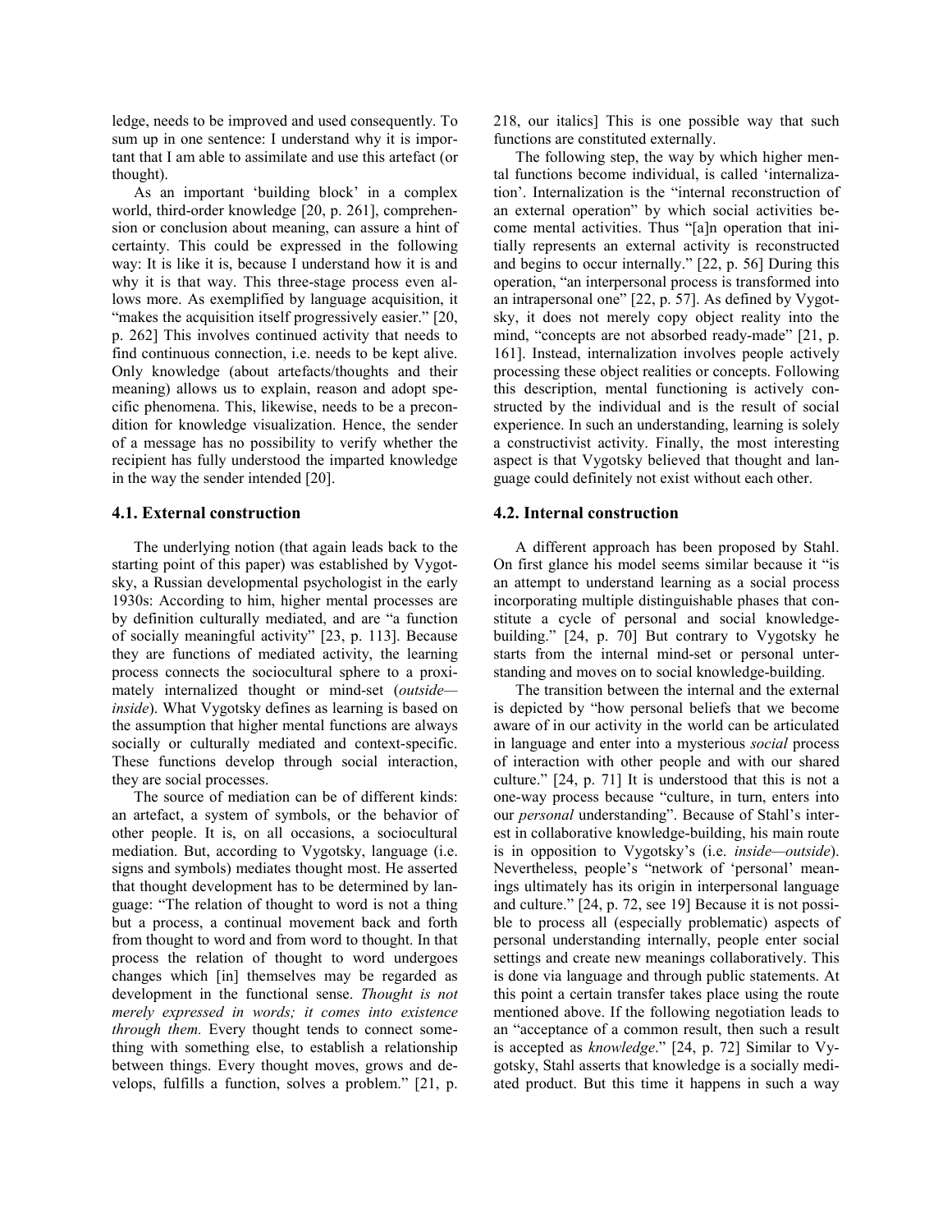ledge, needs to be improved and used consequently. To sum up in one sentence: I understand why it is important that I am able to assimilate and use this artefact (or thought).

As an important 'building block' in a complex world, third-order knowledge [20, p. 261], comprehension or conclusion about meaning, can assure a hint of certainty. This could be expressed in the following way: It is like it is, because I understand how it is and why it is that way. This three-stage process even allows more. As exemplified by language acquisition, it "makes the acquisition itself progressively easier." [20, p. 262] This involves continued activity that needs to find continuous connection, i.e. needs to be kept alive. Only knowledge (about artefacts/thoughts and their meaning) allows us to explain, reason and adopt specific phenomena. This, likewise, needs to be a precondition for knowledge visualization. Hence, the sender of a message has no possibility to verify whether the recipient has fully understood the imparted knowledge in the way the sender intended [20].

### 4.1. External construction

The underlying notion (that again leads back to the starting point of this paper) was established by Vygotsky, a Russian developmental psychologist in the early 1930s: According to him, higher mental processes are by definition culturally mediated, and are "a function of socially meaningful activity" [23, p. 113]. Because they are functions of mediated activity, the learning process connects the sociocultural sphere to a proximately internalized thought or mind-set (*outside—inside*). What Vygotsky defines as learning is based on the assumption that higher mental functions are always socially or culturally mediated and context-specific. These functions develop through social interaction, they are social processes.

The source of mediation can be of different kinds: an artefact, a system of symbols, or the behavior of other people. It is, on all occasions, a sociocultural mediation. But, according to Vygotsky, language (i.e. signs and symbols) mediates thought most. He asserted that thought development has to be determined by language: "The relation of thought to word is not a thing but a process, a continual movement back and forth from thought to word and from word to thought. In that process the relation of thought to word undergoes changes which [in] themselves may be regarded as development in the functional sense. *Thought is not merely expressed in words; it comes into existence through them.* Every thought tends to connect something with something else, to establish a relationship between things. Every thought moves, grows and develops, fulfills a function, solves a problem." [21, p. 218, our italics] This is one possible way that such functions are constituted externally.

The following step, the way by which higher mental functions become individual, is called 'internalization'. Internalization is the "internal reconstruction of an external operation" by which social activities become mental activities. Thus "[a]n operation that initially represents an external activity is reconstructed and begins to occur internally." [22, p. 56] During this operation, "an interpersonal process is transformed into an intrapersonal one" [22, p. 57]. As defined by Vygotsky, it does not merely copy object reality into the mind, "concepts are not absorbed ready-made" [21, p. 161]. Instead, internalization involves people actively processing these object realities or concepts. Following this description, mental functioning is actively constructed by the individual and is the result of social experience. In such an understanding, learning is solely a constructivist activity. Finally, the most interesting aspect is that Vygotsky believed that thought and language could definitely not exist without each other.

### 4.2. Internal construction

A different approach has been proposed by Stahl. On first glance his model seems similar because it "is an attempt to understand learning as a social process incorporating multiple distinguishable phases that constitute a cycle of personal and social knowledge-building." [24, p. 70] But contrary to Vygotsky he starts from the internal mind-set or personal understanding and moves on to social knowledge-building.

The transition between the internal and the external is depicted by "how personal beliefs that we become aware of in our activity in the world can be articulated in language and enter into a mysterious *social* process of interaction with other people and with our shared culture." [24, p. 71] It is understood that this is not a one-way process because "culture, in turn, enters into our *personal* understanding". Because of Stahl's interest in collaborative knowledge-building, his main route is in opposition to Vygotsky's (i.e. *inside—outside*). Nevertheless, people's "network of 'personal' meanings ultimately has its origin in interpersonal language and culture." [24, p. 72, see 19] Because it is not possible to process all (especially problematic) aspects of personal understanding internally, people enter social settings and create new meanings collaboratively. This is done via language and through public statements. At this point a certain transfer takes place using the route mentioned above. If the following negotiation leads to an "acceptance of a common result, then such a result is accepted as *knowledge*." [24, p. 72] Similar to Vygotsky, Stahl asserts that knowledge is a socially mediated product. But this time it happens in such a way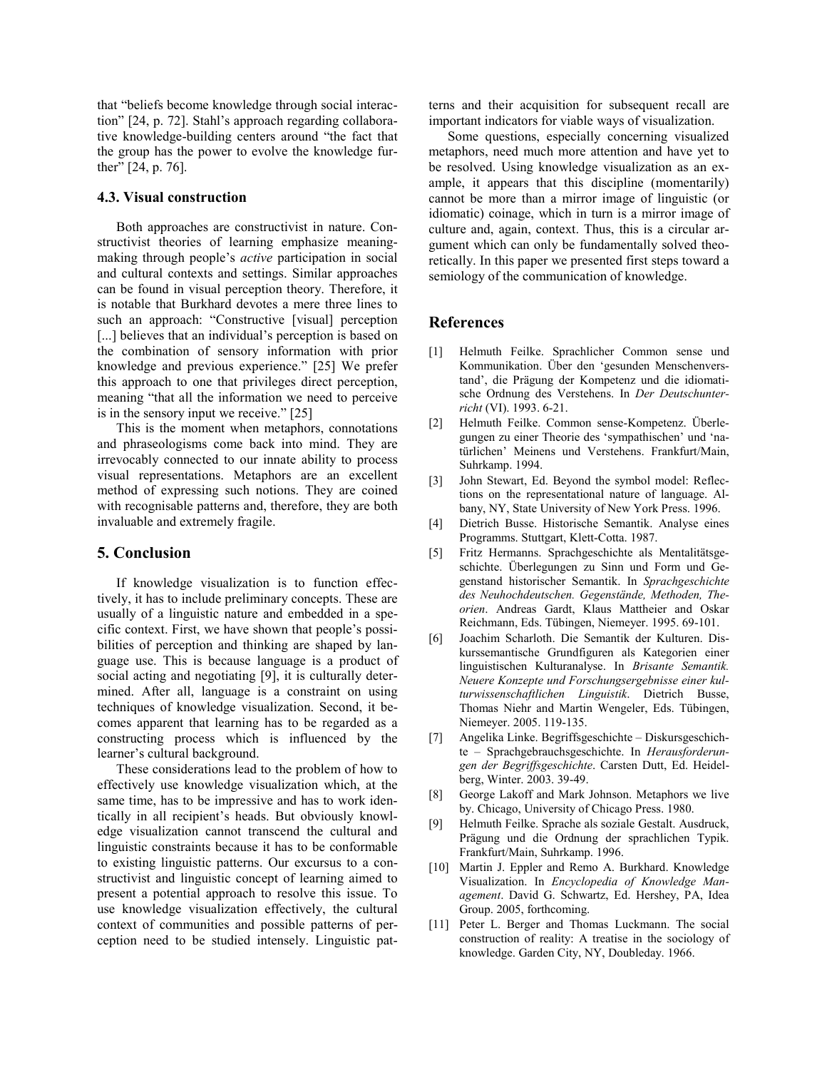that "beliefs become knowledge through social interaction" [24, p. 72]. Stahl's approach regarding collaborative knowledge-building centers around "the fact that the group has the power to evolve the knowledge further" [24, p. 76].

### 4.3. Visual construction

Both approaches are constructivist in nature. Constructivist theories of learning emphasize meaning-making through people's *active* participation in social and cultural contexts and settings. Similar approaches can be found in visual perception theory. Therefore, it is notable that Burkhard devotes a mere three lines to such an approach: "Constructive [visual] perception [...] believes that an individual's perception is based on the combination of sensory information with prior knowledge and previous experience." [25] We prefer this approach to one that privileges direct perception, meaning "that all the information we need to perceive is in the sensory input we receive." [25]

This is the moment when metaphors, connotations and phraseologisms come back into mind. They are irrevocably connected to our innate ability to process visual representations. Metaphors are an excellent method of expressing such notions. They are coined with recognisable patterns and, therefore, they are both invaluable and extremely fragile.

## 5. Conclusion

If knowledge visualization is to function effectively, it has to include preliminary concepts. These are usually of a linguistic nature and embedded in a specific context. First, we have shown that people's possibilities of perception and thinking are shaped by language use. This is because language is a product of social acting and negotiating [9], it is culturally determined. After all, language is a constraint on using techniques of knowledge visualization. Second, it becomes apparent that learning has to be regarded as a constructing process which is influenced by the learner's cultural background.

These considerations lead to the problem of how to effectively use knowledge visualization which, at the same time, has to be impressive and has to work identically in all recipient's heads. But obviously knowledge visualization cannot transcend the cultural and linguistic constraints because it has to be conformable to existing linguistic patterns. Our excursus to a constructivist and linguistic concept of learning aimed to present a potential approach to resolve this issue. To use knowledge visualization effectively, the cultural context of communities and possible patterns of perception need to be studied intensely. Linguistic patterns and their acquisition for subsequent recall are important indicators for viable ways of visualization.

Some questions, especially concerning visualized metaphors, need much more attention and have yet to be resolved. Using knowledge visualization as an example, it appears that this discipline (momentarily) cannot be more than a mirror image of linguistic (or idiomatic) coinage, which in turn is a mirror image of culture and, again, context. Thus, this is a circular argument which can only be fundamentally solved theoretically. In this paper we presented first steps toward a semiology of the communication of knowledge.

## References

[1] Helmuth Feilke. Sprachlicher Common sense und Kommunikation. Über den 'gesunden Menschenverstand', die Prägung der Kompetenz und die idiomatische Ordnung des Verstehens. In *Der Deutschunterricht* (VI). 1993. 6-21.

[2] Helmuth Feilke. Common sense-Kompetenz. Überlegungen zu einer Theorie des 'sympathischen' und 'natürlichen' Meinens und Verstehens. Frankfurt/Main, Suhrkamp. 1994.

[3] John Stewart, Ed. Beyond the symbol model: Reflections on the representational nature of language. Albany, NY, State University of New York Press. 1996.

[4] Dietrich Busse. Historische Semantik. Analyse eines Programms. Stuttgart, Klett-Cotta. 1987.

[5] Fritz Hermanns. Sprachgeschichte als Mentalitätsgeschichte. Überlegungen zu Sinn und Form und Gegenstand historischer Semantik. In *Sprachgeschichte des Neuhochdeutschen. Gegenstände, Methoden, Theorien*. Andreas Gardt, Klaus Mattheier and Oskar Reichmann, Eds. Tübingen, Niemeyer. 1995. 69-101.

[6] Joachim Scharloth. Die Semantik der Kulturen. Diskurssemantische Grundfiguren als Kategorien einer linguistischen Kulturanalyse. In *Brisante Semantik. Neuere Konzepte und Forschungsergebnisse einer kulturwissenschaftlichen Linguistik*. Dietrich Busse, Thomas Niehr and Martin Wengeler, Eds. Tübingen, Niemeyer. 2005. 119-135.

[7] Angelika Linke. Begriffsgeschichte – Diskursgeschichte – Sprachgebrauchsgeschichte. In *Herausforderungen der Begriffsgeschichte*. Carsten Dutt, Ed. Heidelberg, Winter. 2003. 39-49.

[8] George Lakoff and Mark Johnson. Metaphors we live by. Chicago, University of Chicago Press. 1980.

[9] Helmuth Feilke. Sprache als soziale Gestalt. Ausdruck, Prägung und die Ordnung der sprachlichen Typik. Frankfurt/Main, Suhrkamp. 1996.

[10] Martin J. Eppler and Remo A. Burkhard. Knowledge Visualization. In *Encyclopedia of Knowledge Management*. David G. Schwartz, Ed. Hershey, PA, Idea Group. 2005, forthcoming.

[11] Peter L. Berger and Thomas Luckmann. The social construction of reality: A treatise in the sociology of knowledge. Garden City, NY, Doubleday. 1966.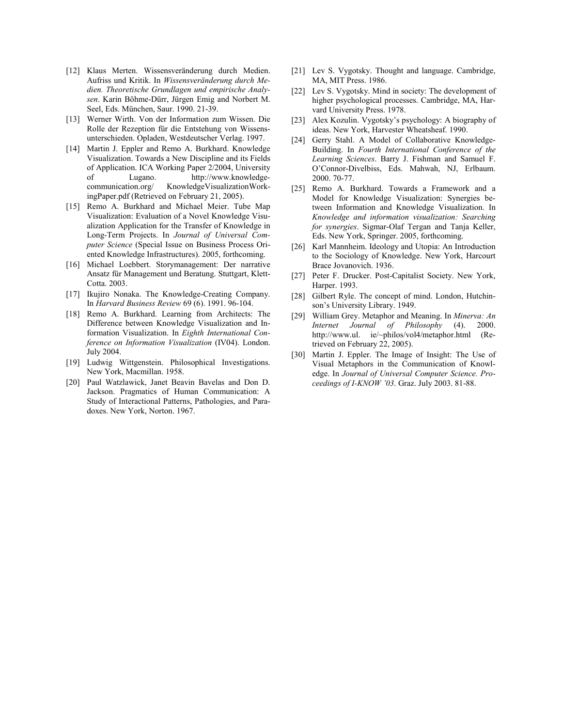[12] Klaus Merten. Wissensveränderung durch Medien. Aufriss und Kritik. In *Wissensveränderung durch Medien. Theoretische Grundlagen und empirische Analysen*. Karin Böhme-Dürr, Jürgen Emig and Norbert M. Seel, Eds. München, Saur. 1990. 21-39.

[13] Werner Wirth. Von der Information zum Wissen. Die Rolle der Rezeption für die Entstehung von Wissensunterschieden. Opladen, Westdeutscher Verlag. 1997.

[14] Martin J. Eppler and Remo A. Burkhard. Knowledge Visualization. Towards a New Discipline and its Fields of Application. ICA Working Paper 2/2004, University of Lugano. http://www.knowledge-communication.org/ KnowledgeVisualizationWorkingPaper.pdf (Retrieved on February 21, 2005).

[15] Remo A. Burkhard and Michael Meier. Tube Map Visualization: Evaluation of a Novel Knowledge Visualization Application for the Transfer of Knowledge in Long-Term Projects. In *Journal of Universal Computer Science* (Special Issue on Business Process Oriented Knowledge Infrastructures). 2005, forthcoming.

[16] Michael Loebbert. Storymanagement: Der narrative Ansatz für Management und Beratung. Stuttgart, Klett-Cotta. 2003.

[17] Ikujiro Nonaka. The Knowledge-Creating Company. In *Harvard Business Review* 69 (6). 1991. 96-104.

[18] Remo A. Burkhard. Learning from Architects: The Difference between Knowledge Visualization and Information Visualization. In *Eighth International Conference on Information Visualization* (IV04). London. July 2004.

[19] Ludwig Wittgenstein. Philosophical Investigations. New York, Macmillan. 1958.

[20] Paul Watzlawick, Janet Beavin Bavelas and Don D. Jackson. Pragmatics of Human Communication: A Study of Interactional Patterns, Pathologies, and Paradoxes. New York, Norton. 1967.

[21] Lev S. Vygotsky. Thought and language. Cambridge, MA, MIT Press. 1986.

[22] Lev S. Vygotsky. Mind in society: The development of higher psychological processes. Cambridge, MA, Harvard University Press. 1978.

[23] Alex Kozulin. Vygotsky's psychology: A biography of ideas. New York, Harvester Wheatsheaf. 1990.

[24] Gerry Stahl. A Model of Collaborative Knowledge-Building. In *Fourth International Conference of the Learning Sciences*. Barry J. Fishman and Samuel F. O'Connor-Divelbiss, Eds. Mahwah, NJ, Erlbaum. 2000. 70-77.

[25] Remo A. Burkhard. Towards a Framework and a Model for Knowledge Visualization: Synergies between Information and Knowledge Visualization. In *Knowledge and information visualization: Searching for synergies*. Sigmar-Olaf Tergan and Tanja Keller, Eds. New York, Springer. 2005, forthcoming.

[26] Karl Mannheim. Ideology and Utopia: An Introduction to the Sociology of Knowledge. New York, Harcourt Brace Jovanovich. 1936.

[27] Peter F. Drucker. Post-Capitalist Society. New York, Harper. 1993.

[28] Gilbert Ryle. The concept of mind. London, Hutchinson's University Library. 1949.

[29] William Grey. Metaphor and Meaning. In *Minerva: An Internet Journal of Philosophy* (4). 2000. http://www.ul. ie/~philos/vol4/metaphor.html (Retrieved on February 22, 2005).

[30] Martin J. Eppler. The Image of Insight: The Use of Visual Metaphors in the Communication of Knowledge. In *Journal of Universal Computer Science. Proceedings of I-KNOW '03*. Graz. July 2003. 81-88.